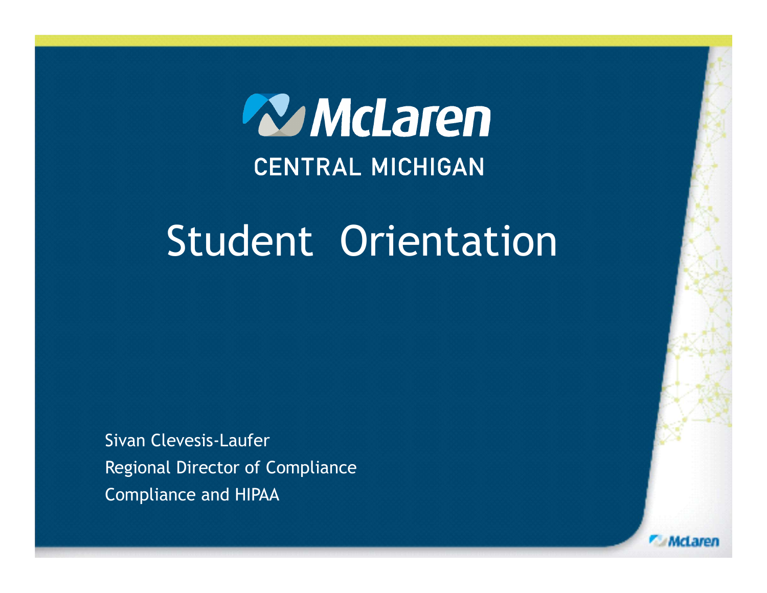McLaren

CENTRAL MICHIGAN

# Student Orientation

Sivan Clevesis-Laufer

Regional Director of Compliance

Compliance and HIPAA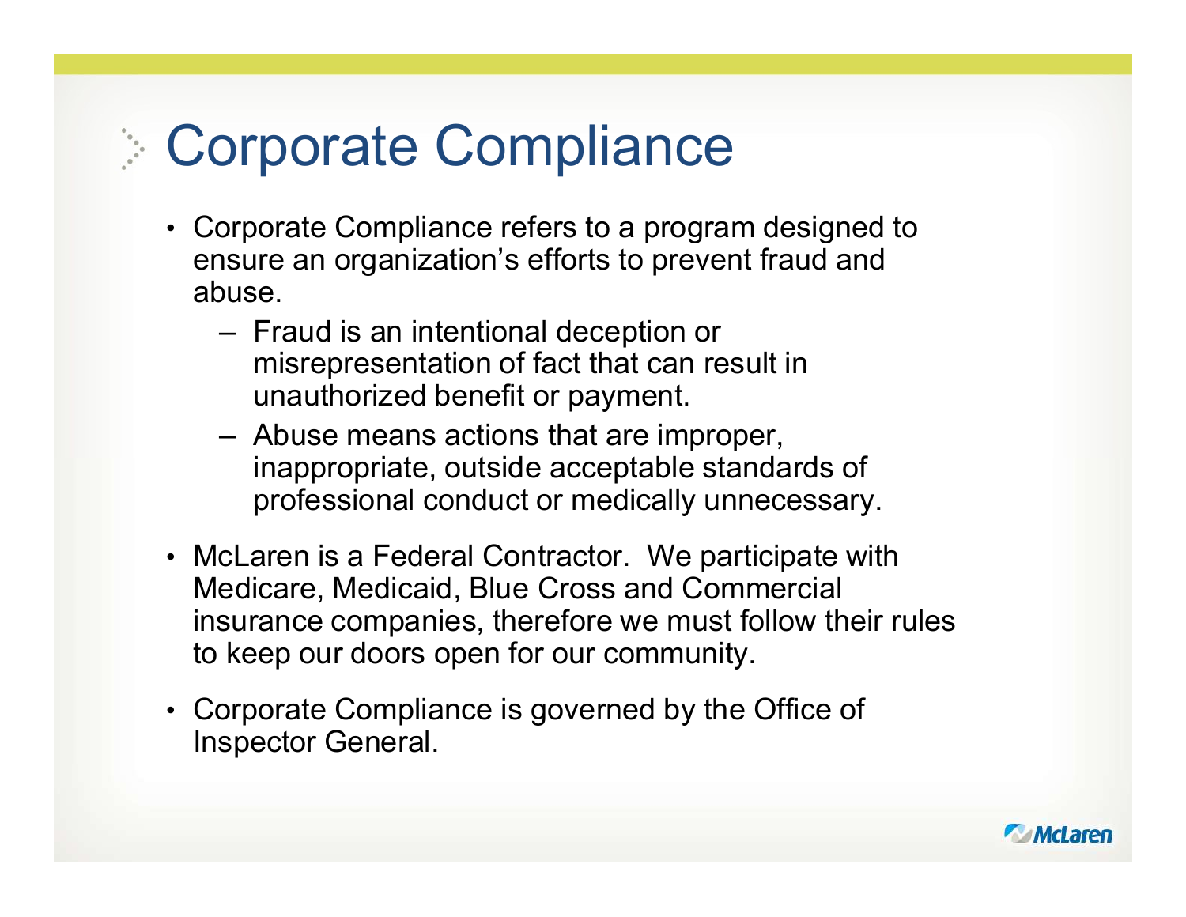# Corporate Compliance

- Corporate Compliance refers to a program designed to ensure an organization's efforts to prevent fraud and abuse.
  - Fraud is an intentional deception or misrepresentation of fact that can result in unauthorized benefit or payment.
  - Abuse means actions that are improper, inappropriate, outside acceptable standards of professional conduct or medically unnecessary.
- McLaren is a Federal Contractor. We participate with Medicare, Medicaid, Blue Cross and Commercial insurance companies, therefore we must follow their rules to keep our doors open for our community.
- Corporate Compliance is governed by the Office of Inspector General.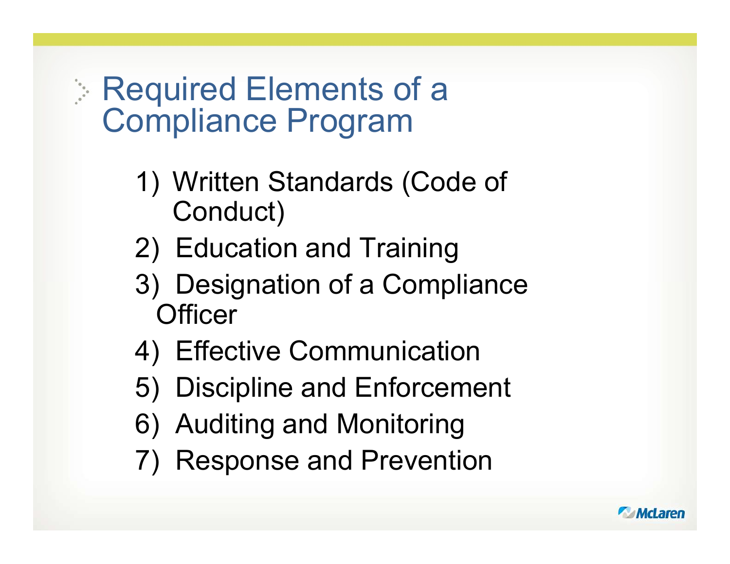# Required Elements of a Compliance Program

1) Written Standards (Code of Conduct)
2) Education and Training
3) Designation of a Compliance Officer
4) Effective Communication
5) Discipline and Enforcement
6) Auditing and Monitoring
7) Response and Prevention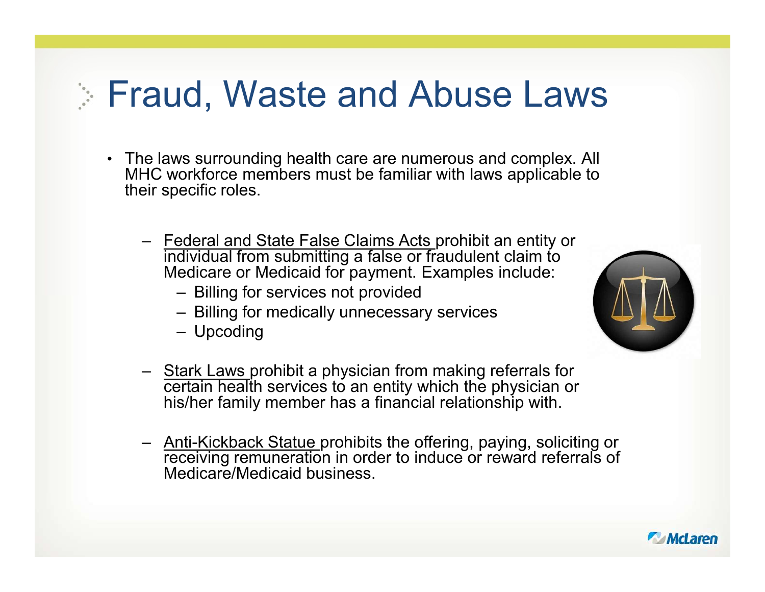# Fraud, Waste and Abuse Laws

- The laws surrounding health care are numerous and complex. All MHC workforce members must be familiar with laws applicable to their specific roles.
  - Federal and State False Claims Acts prohibit an entity or individual from submitting a false or fraudulent claim to Medicare or Medicaid for payment. Examples include:
    - Billing for services not provided
    - Billing for medically unnecessary services
    - Upcoding
  - Stark Laws prohibit a physician from making referrals for certain health services to an entity which the physician or his/her family member has a financial relationship with.
  - Anti-Kickback Statue prohibits the offering, paying, soliciting or receiving remuneration in order to induce or reward referrals of Medicare/Medicaid business.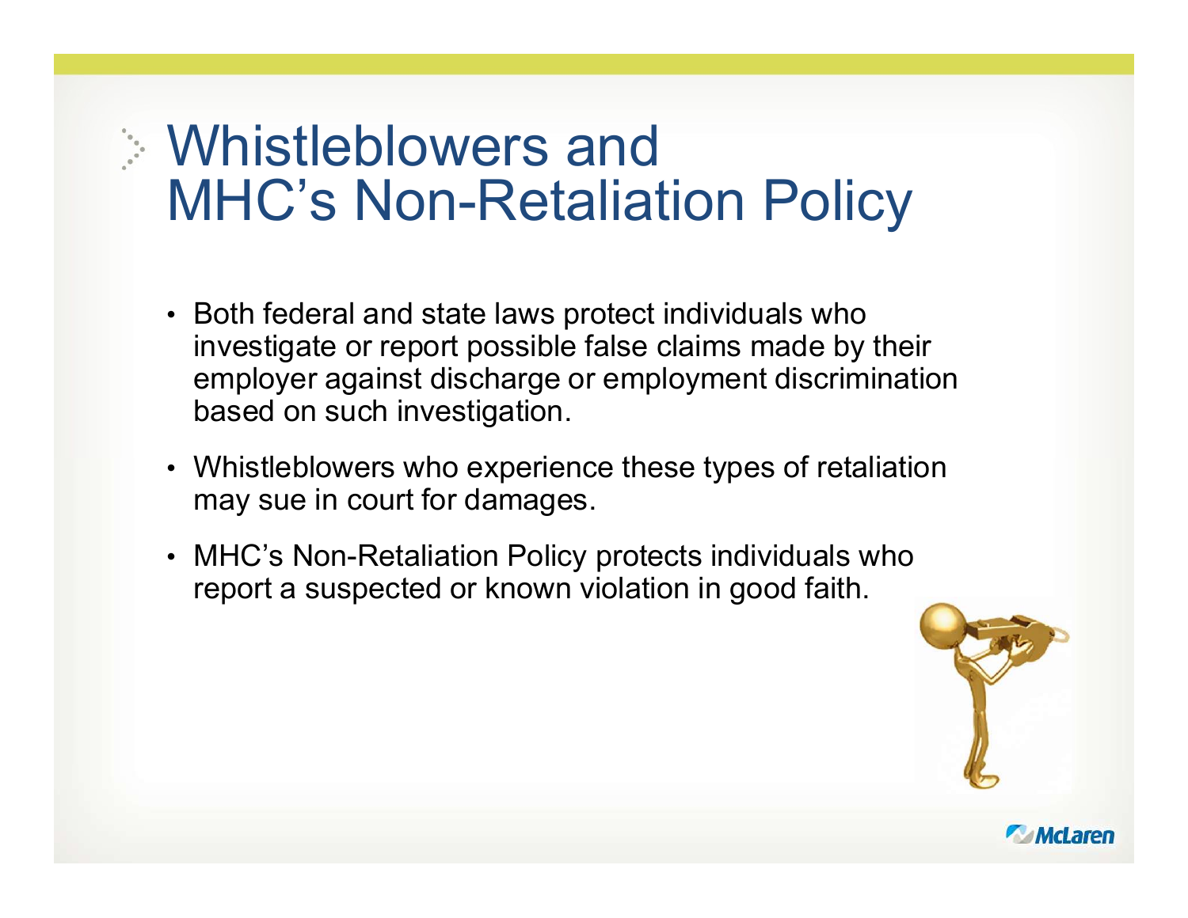# Whistleblowers and MHC’s Non-Retaliation Policy

- Both federal and state laws protect individuals who investigate or report possible false claims made by their employer against discharge or employment discrimination based on such investigation.
- Whistleblowers who experience these types of retaliation may sue in court for damages.
- MHC’s Non-Retaliation Policy protects individuals who report a suspected or known violation in good faith.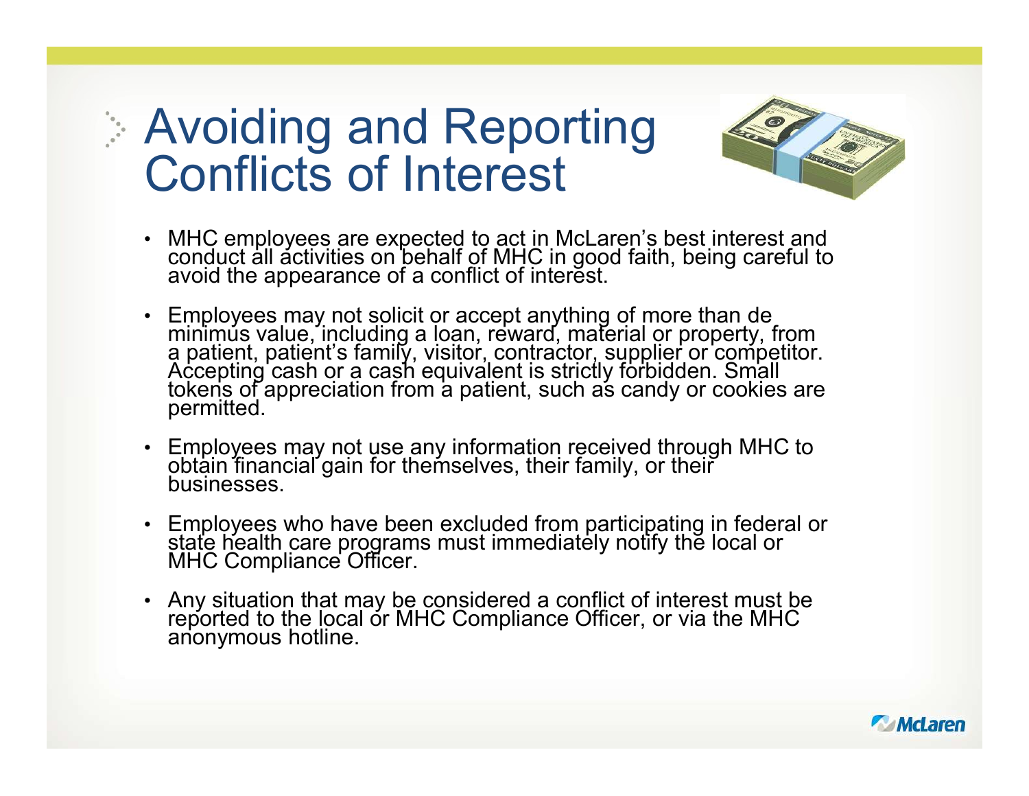# Avoiding and Reporting Conflicts of Interest

- MHC employees are expected to act in McLaren's best interest and conduct all activities on behalf of MHC in good faith, being careful to avoid the appearance of a conflict of interest.
- Employees may not solicit or accept anything of more than de minimus value, including a loan, reward, material or property, from a patient, patient's family, visitor, contractor, supplier or competitor. Accepting cash or a cash equivalent is strictly forbidden. Small tokens of appreciation from a patient, such as candy or cookies are permitted.
- Employees may not use any information received through MHC to obtain financial gain for themselves, their family, or their businesses.
- Employees who have been excluded from participating in federal or state health care programs must immediately notify the local or MHC Compliance Officer.
- Any situation that may be considered a conflict of interest must be reported to the local or MHC Compliance Officer, or via the MHC anonymous hotline.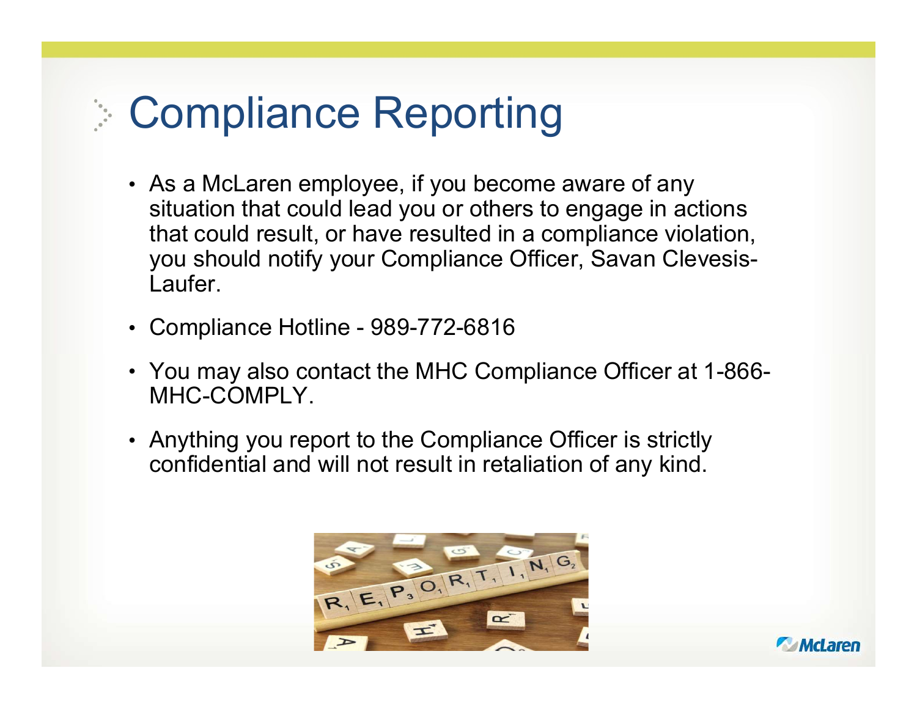# Compliance Reporting

- As a McLaren employee, if you become aware of any situation that could lead you or others to engage in actions that could result, or have resulted in a compliance violation, you should notify your Compliance Officer, Savan Clevesis-Laufer.
- Compliance Hotline - 989-772-6816
- You may also contact the MHC Compliance Officer at 1-866-MHC-COMPLY.
- Anything you report to the Compliance Officer is strictly confidential and will not result in retaliation of any kind.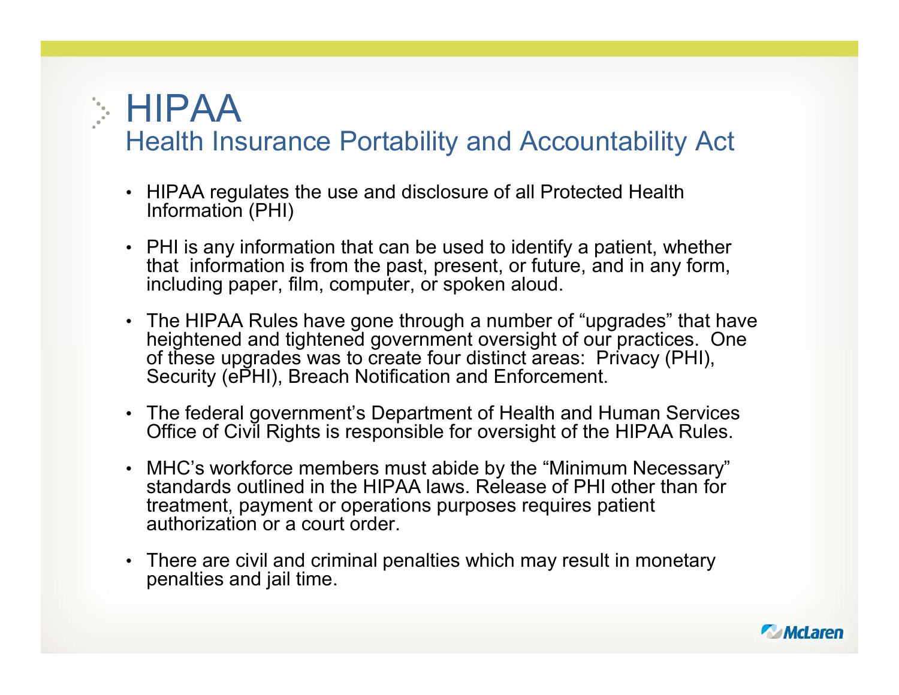# HIPAA

## Health Insurance Portability and Accountability Act

- HIPAA regulates the use and disclosure of all Protected Health Information (PHI)
- PHI is any information that can be used to identify a patient, whether that information is from the past, present, or future, and in any form, including paper, film, computer, or spoken aloud.
- The HIPAA Rules have gone through a number of "upgrades" that have heightened and tightened government oversight of our practices. One of these upgrades was to create four distinct areas: Privacy (PHI), Security (ePHI), Breach Notification and Enforcement.
- The federal government's Department of Health and Human Services Office of Civil Rights is responsible for oversight of the HIPAA Rules.
- MHC's workforce members must abide by the "Minimum Necessary" standards outlined in the HIPAA laws. Release of PHI other than for treatment, payment or operations purposes requires patient authorization or a court order.
- There are civil and criminal penalties which may result in monetary penalties and jail time.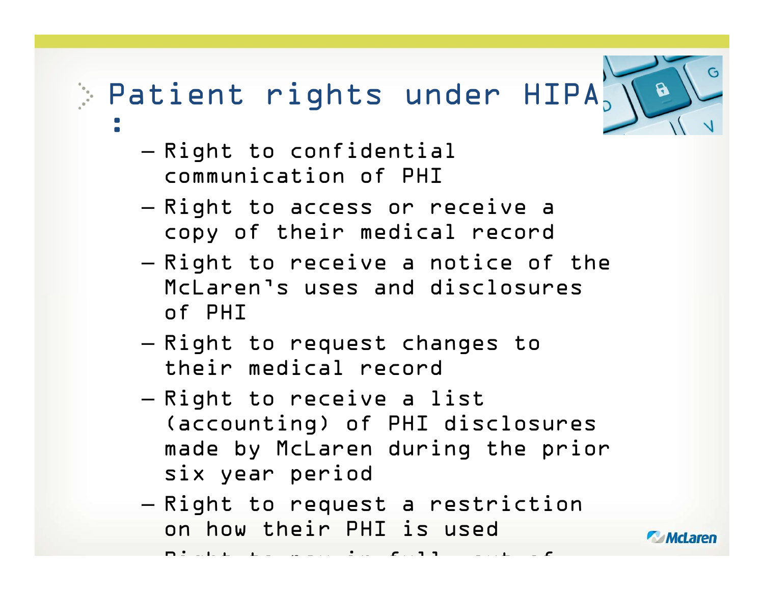# Patient rights under HIPAA:

- Right to confidential communication of PHI
- Right to access or receive a copy of their medical record
- Right to receive a notice of the McLaren's uses and disclosures of PHI
- Right to request changes to their medical record
- Right to receive a list (accounting) of PHI disclosures made by McLaren during the prior six year period
- Right to request a restriction on how their PHI is used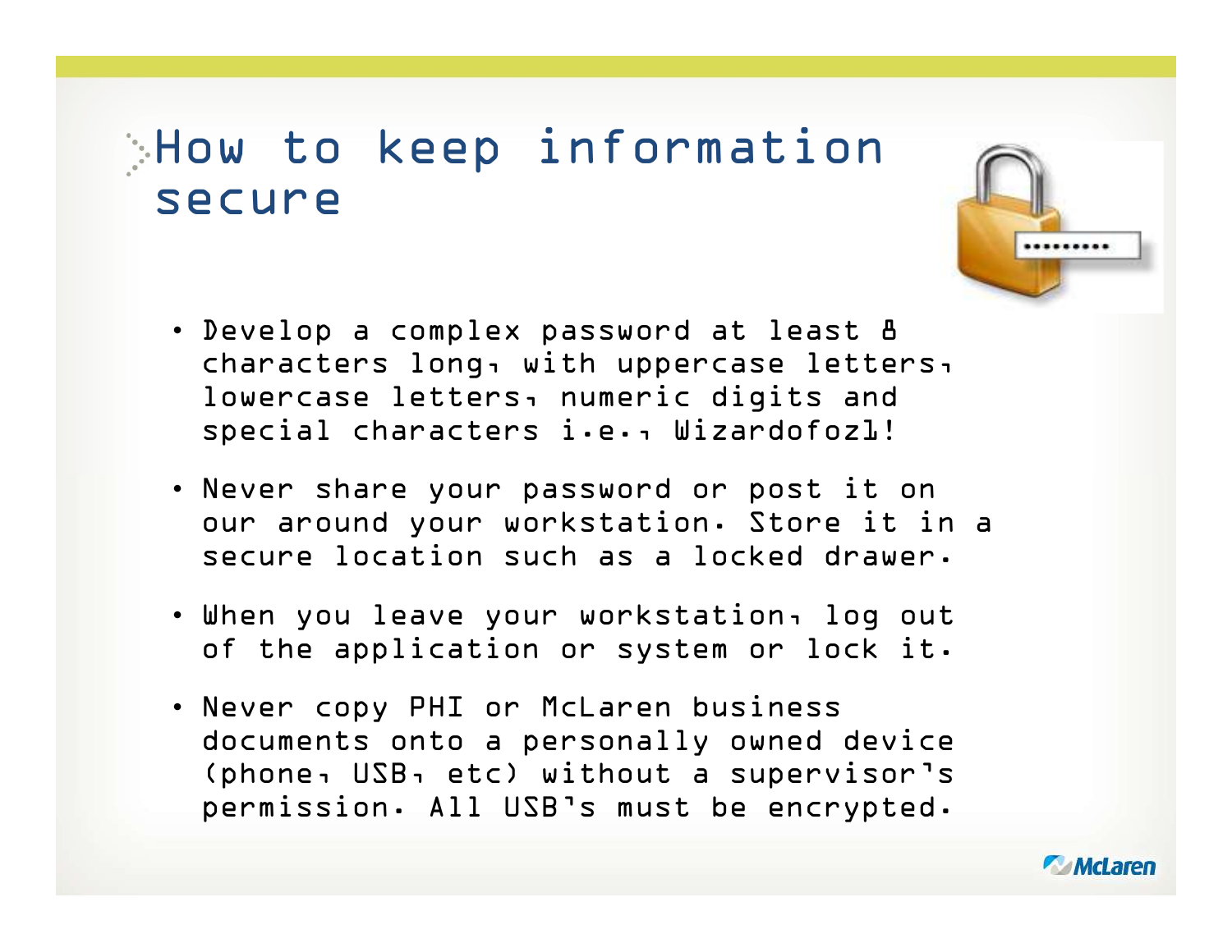# How to keep information secure

- Develop a complex password at least 8 characters long, with uppercase letters, lowercase letters, numeric digits and special characters i.e., Wizardofoz1!
- Never share your password or post it on our around your workstation. Store it in a secure location such as a locked drawer.
- When you leave your workstation, log out of the application or system or lock it.
- Never copy PHI or McLaren business documents onto a personally owned device (phone, USB, etc) without a supervisor's permission. All USB's must be encrypted.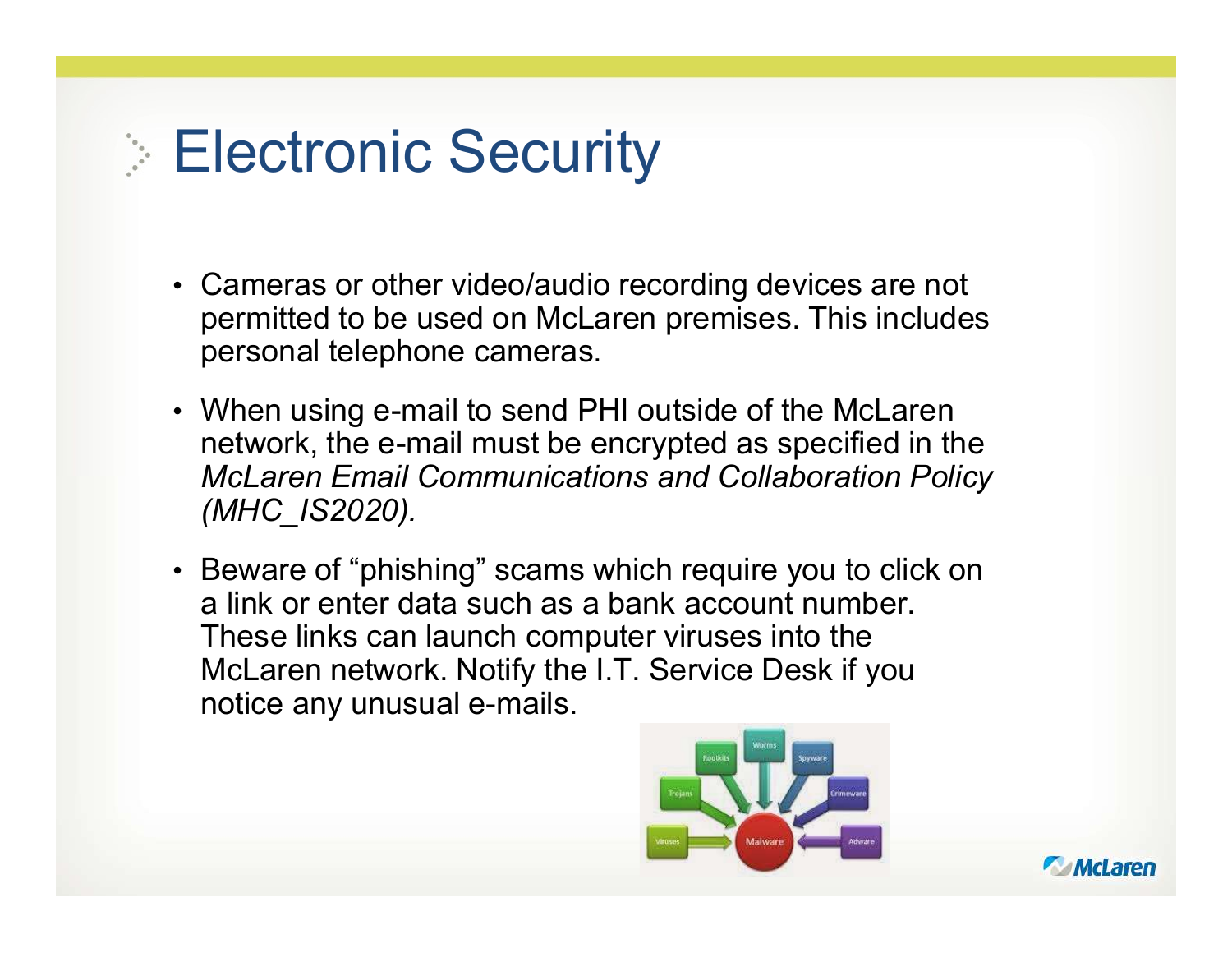# Electronic Security

- Cameras or other video/audio recording devices are not permitted to be used on McLaren premises. This includes personal telephone cameras.
- When using e-mail to send PHI outside of the McLaren network, the e-mail must be encrypted as specified in the *McLaren Email Communications and Collaboration Policy (MHC_IS2020).*
- Beware of "phishing" scams which require you to click on a link or enter data such as a bank account number. These links can launch computer viruses into the McLaren network. Notify the I.T. Service Desk if you notice any unusual e-mails.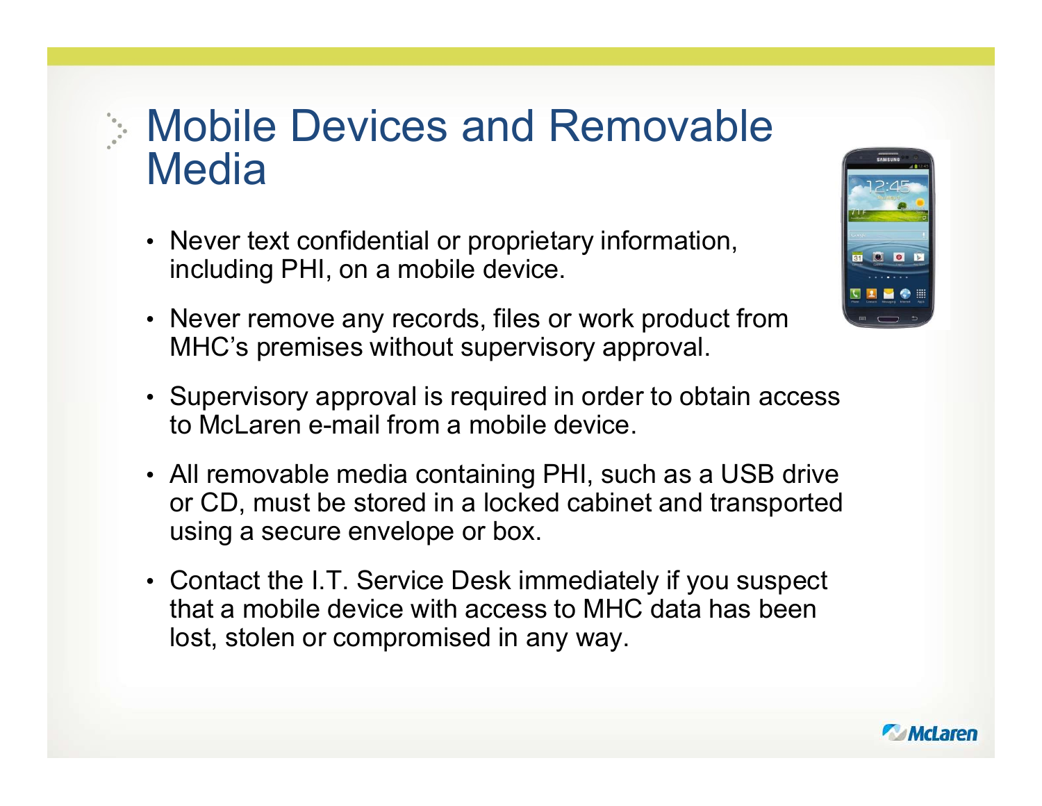# Mobile Devices and Removable Media

- Never text confidential or proprietary information, including PHI, on a mobile device.
- Never remove any records, files or work product from MHC's premises without supervisory approval.
- Supervisory approval is required in order to obtain access to McLaren e-mail from a mobile device.
- All removable media containing PHI, such as a USB drive or CD, must be stored in a locked cabinet and transported using a secure envelope or box.
- Contact the I.T. Service Desk immediately if you suspect that a mobile device with access to MHC data has been lost, stolen or compromised in any way.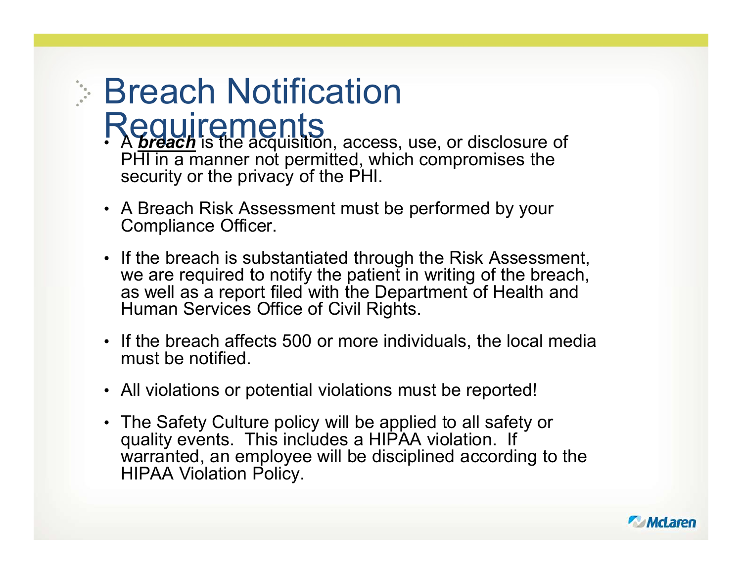# Breach Notification Requirements

- A ***breach*** is the acquisition, access, use, or disclosure of PHI in a manner not permitted, which compromises the security or the privacy of the PHI.
- A Breach Risk Assessment must be performed by your Compliance Officer.
- If the breach is substantiated through the Risk Assessment, we are required to notify the patient in writing of the breach, as well as a report filed with the Department of Health and Human Services Office of Civil Rights.
- If the breach affects 500 or more individuals, the local media must be notified.
- All violations or potential violations must be reported!
- The Safety Culture policy will be applied to all safety or quality events. This includes a HIPAA violation. If warranted, an employee will be disciplined according to the HIPAA Violation Policy.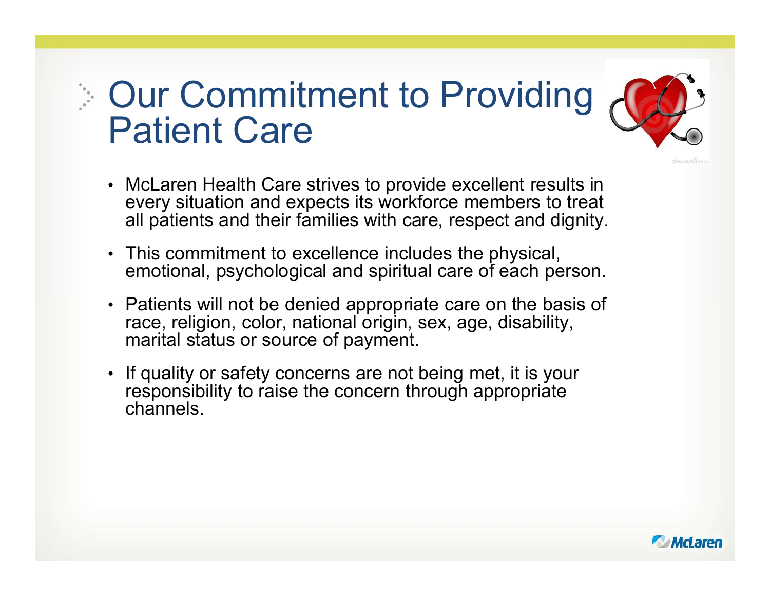# Our Commitment to Providing Patient Care

- McLaren Health Care strives to provide excellent results in every situation and expects its workforce members to treat all patients and their families with care, respect and dignity.
- This commitment to excellence includes the physical, emotional, psychological and spiritual care of each person.
- Patients will not be denied appropriate care on the basis of race, religion, color, national origin, sex, age, disability, marital status or source of payment.
- If quality or safety concerns are not being met, it is your responsibility to raise the concern through appropriate channels.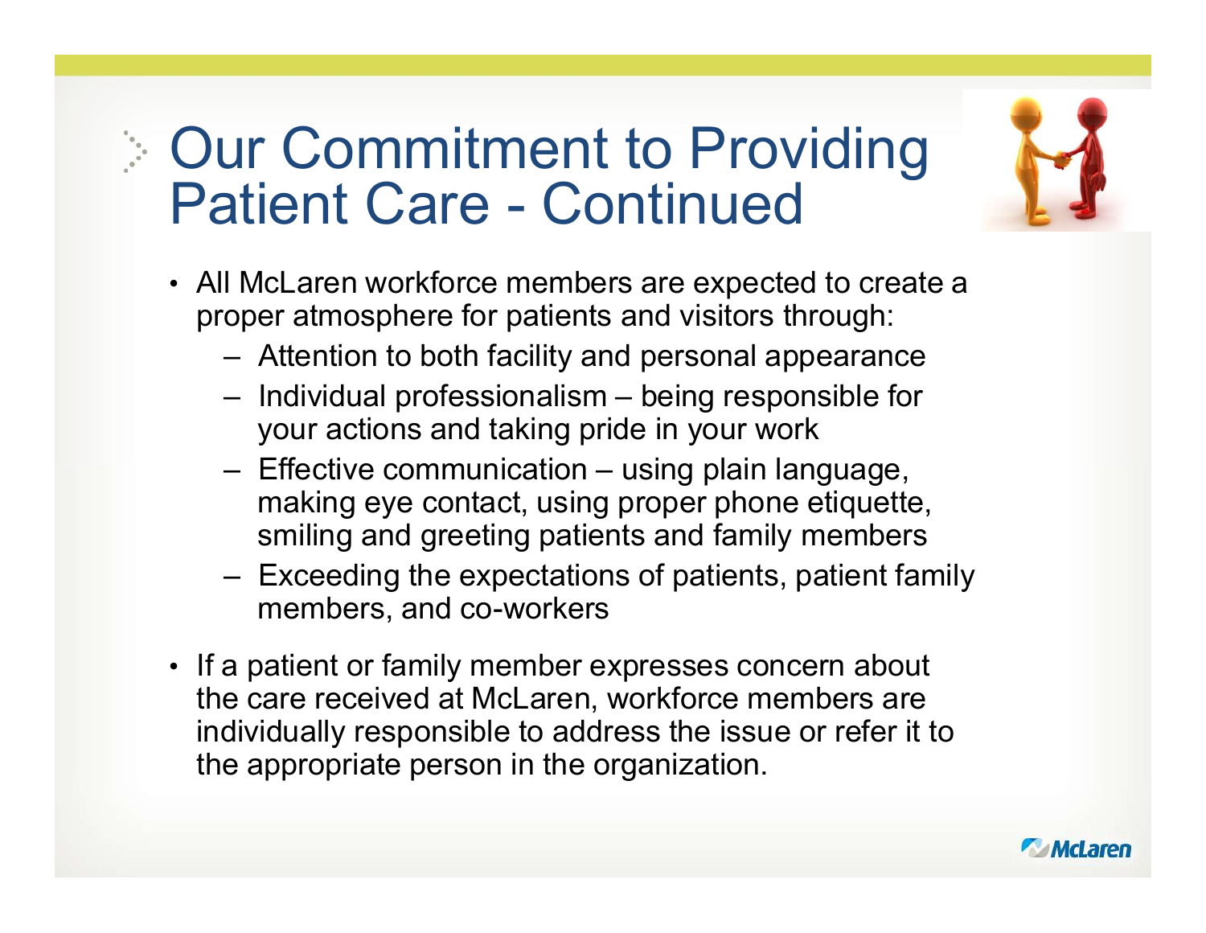# Our Commitment to Providing Patient Care - Continued

- All McLaren workforce members are expected to create a proper atmosphere for patients and visitors through:
  - Attention to both facility and personal appearance
  - Individual professionalism – being responsible for your actions and taking pride in your work
  - Effective communication – using plain language, making eye contact, using proper phone etiquette, smiling and greeting patients and family members
  - Exceeding the expectations of patients, patient family members, and co-workers
- If a patient or family member expresses concern about the care received at McLaren, workforce members are individually responsible to address the issue or refer it to the appropriate person in the organization.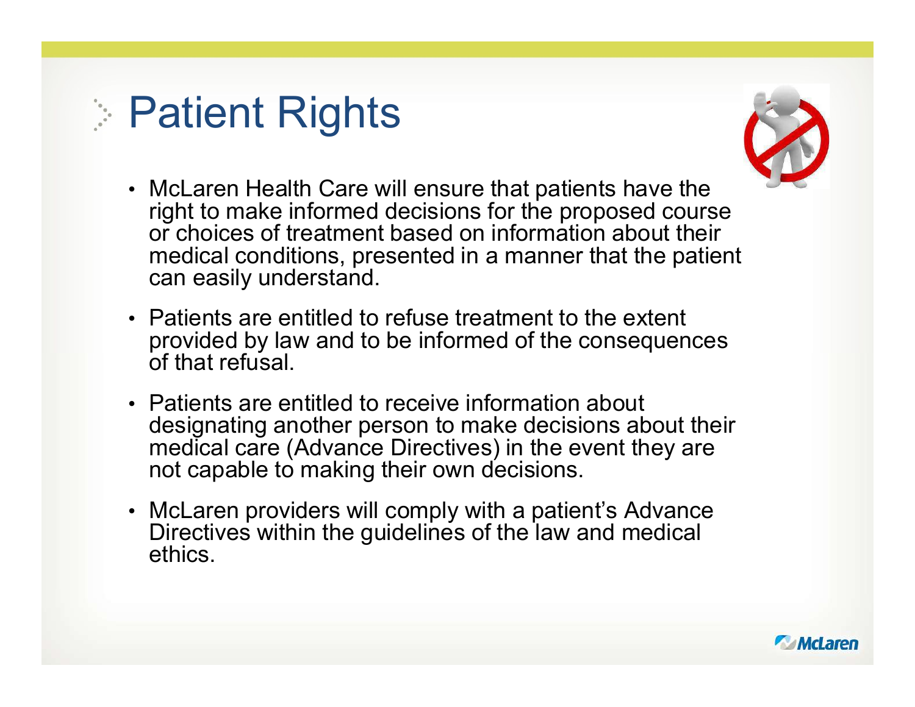# Patient Rights

- McLaren Health Care will ensure that patients have the right to make informed decisions for the proposed course or choices of treatment based on information about their medical conditions, presented in a manner that the patient can easily understand.
- Patients are entitled to refuse treatment to the extent provided by law and to be informed of the consequences of that refusal.
- Patients are entitled to receive information about designating another person to make decisions about their medical care (Advance Directives) in the event they are not capable to making their own decisions.
- McLaren providers will comply with a patient's Advance Directives within the guidelines of the law and medical ethics.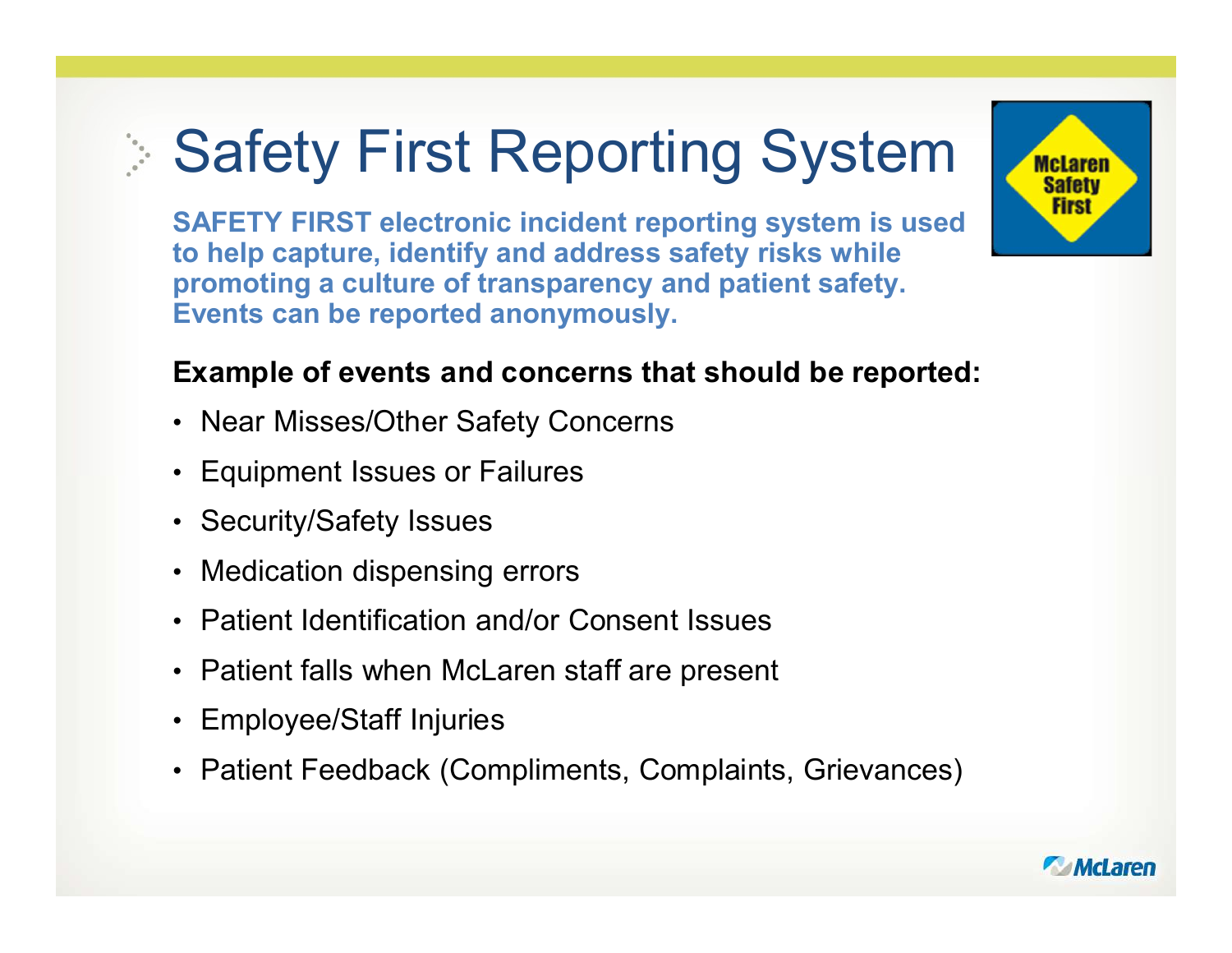# Safety First Reporting System

**SAFETY FIRST electronic incident reporting system is used to help capture, identify and address safety risks while promoting a culture of transparency and patient safety. Events can be reported anonymously.**

**Example of events and concerns that should be reported:**

- Near Misses/Other Safety Concerns
- Equipment Issues or Failures
- Security/Safety Issues
- Medication dispensing errors
- Patient Identification and/or Consent Issues
- Patient falls when McLaren staff are present
- Employee/Staff Injuries
- Patient Feedback (Compliments, Complaints, Grievances)